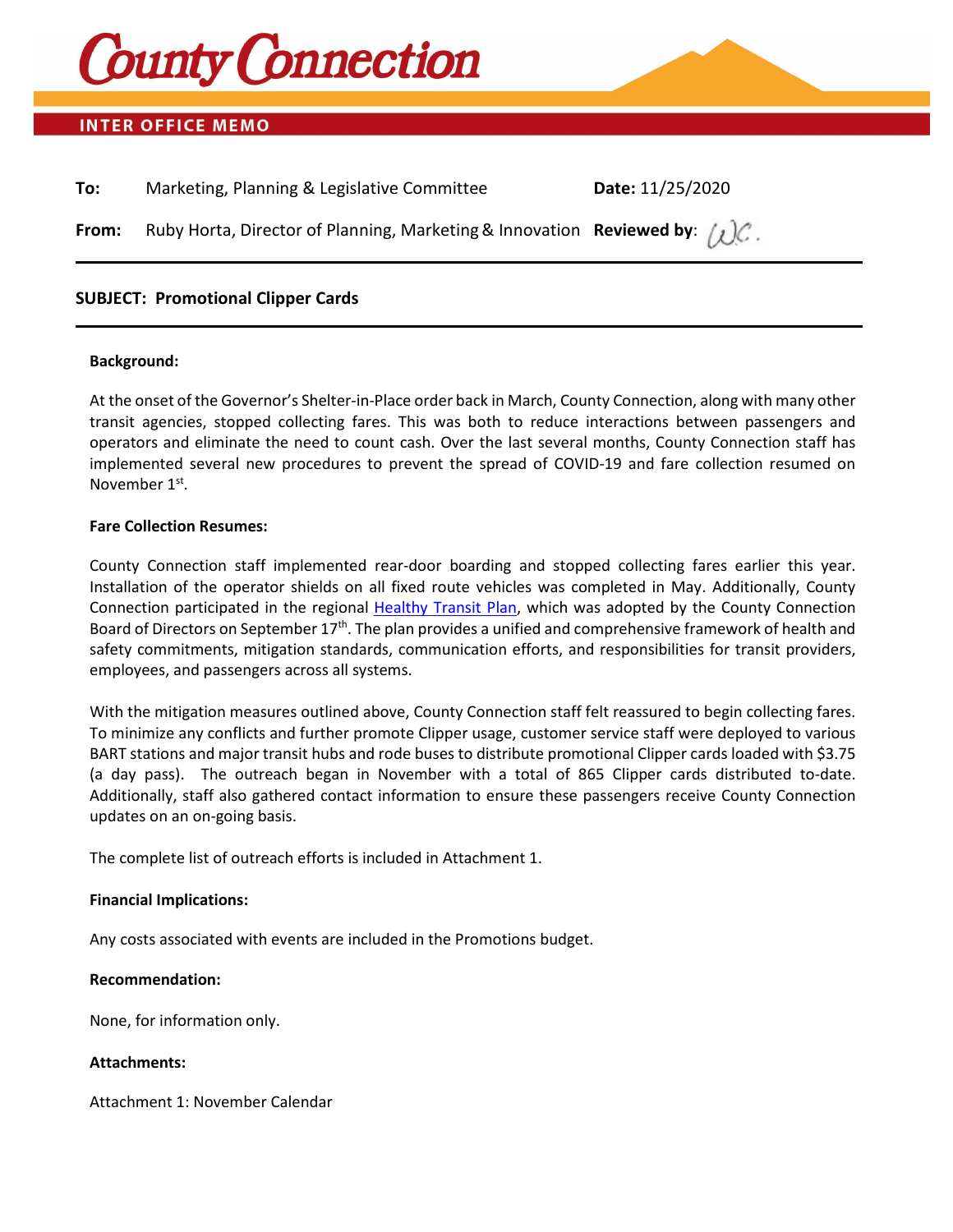# County Connection

**INTER OFFICE MEMO**

**To:** Marketing, Planning & Legislative Committee **Date:** 11/25/2020

**From:** Ruby Horta, Director of Planning, Marketing & Innovation **Reviewed by:** WC.

---

**SUBJECT: Promotional Clipper Cards**

---

**Background:**

At the onset of the Governor's Shelter-in-Place order back in March, County Connection, along with many other transit agencies, stopped collecting fares. This was both to reduce interactions between passengers and operators and eliminate the need to count cash. Over the last several months, County Connection staff has implemented several new procedures to prevent the spread of COVID-19 and fare collection resumed on November 1st.

**Fare Collection Resumes:**

County Connection staff implemented rear-door boarding and stopped collecting fares earlier this year. Installation of the operator shields on all fixed route vehicles was completed in May. Additionally, County Connection participated in the regional Healthy Transit Plan, which was adopted by the County Connection Board of Directors on September 17th. The plan provides a unified and comprehensive framework of health and safety commitments, mitigation standards, communication efforts, and responsibilities for transit providers, employees, and passengers across all systems.

With the mitigation measures outlined above, County Connection staff felt reassured to begin collecting fares. To minimize any conflicts and further promote Clipper usage, customer service staff were deployed to various BART stations and major transit hubs and rode buses to distribute promotional Clipper cards loaded with $3.75 (a day pass). The outreach began in November with a total of 865 Clipper cards distributed to-date. Additionally, staff also gathered contact information to ensure these passengers receive County Connection updates on an on-going basis.

The complete list of outreach efforts is included in Attachment 1.

**Financial Implications:**

Any costs associated with events are included in the Promotions budget.

**Recommendation:**

None, for information only.

**Attachments:**

Attachment 1: November Calendar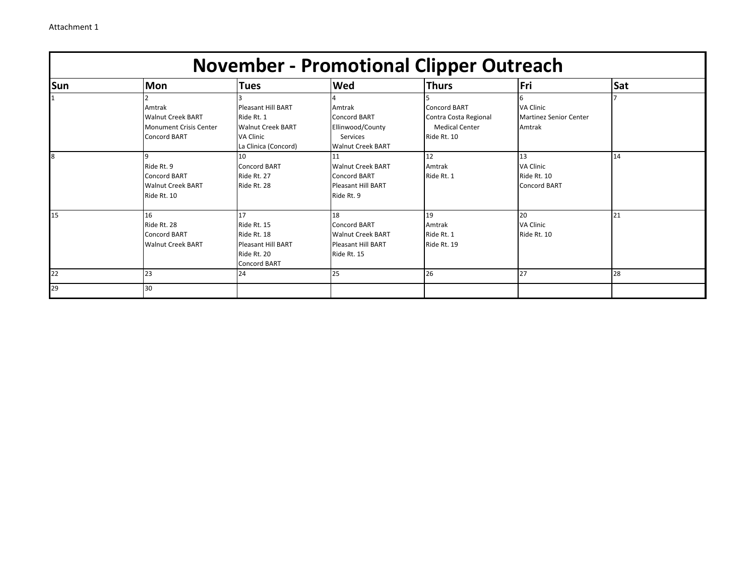Attachment 1

# November - Promotional Clipper Outreach

| Sun | Mon | Tues | Wed | Thurs | Fri | Sat |
|---|---|---|---|---|---|---|
| 1 | 2<br>Amtrak<br>Walnut Creek BART<br>Monument Crisis Center<br>Concord BART | 3<br>Pleasant Hill BART<br>Ride Rt. 1<br>Walnut Creek BART<br>VA Clinic<br>La Clinica (Concord) | 4<br>Amtrak<br>Concord BART<br>Ellinwood/County Services<br>Walnut Creek BART | 5<br>Concord BART<br>Contra Costa Regional Medical Center<br>Ride Rt. 10 | 6<br>VA Clinic<br>Martinez Senior Center<br>Amtrak | 7 |
| 8 | 9<br>Ride Rt. 9<br>Concord BART<br>Walnut Creek BART<br>Ride Rt. 10 | 10<br>Concord BART<br>Ride Rt. 27<br>Ride Rt. 28 | 11<br>Walnut Creek BART<br>Concord BART<br>Pleasant Hill BART<br>Ride Rt. 9 | 12<br>Amtrak<br>Ride Rt. 1 | 13<br>VA Clinic<br>Ride Rt. 10<br>Concord BART | 14 |
| 15 | 16<br>Ride Rt. 28<br>Concord BART<br>Walnut Creek BART | 17<br>Ride Rt. 15<br>Ride Rt. 18<br>Pleasant Hill BART<br>Ride Rt. 20<br>Concord BART | 18<br>Concord BART<br>Walnut Creek BART<br>Pleasant Hill BART<br>Ride Rt. 15 | 19<br>Amtrak<br>Ride Rt. 1<br>Ride Rt. 19 | 20<br>VA Clinic<br>Ride Rt. 10 | 21 |
| 22 | 23 | 24 | 25 | 26 | 27 | 28 |
| 29 | 30 | | | | | |